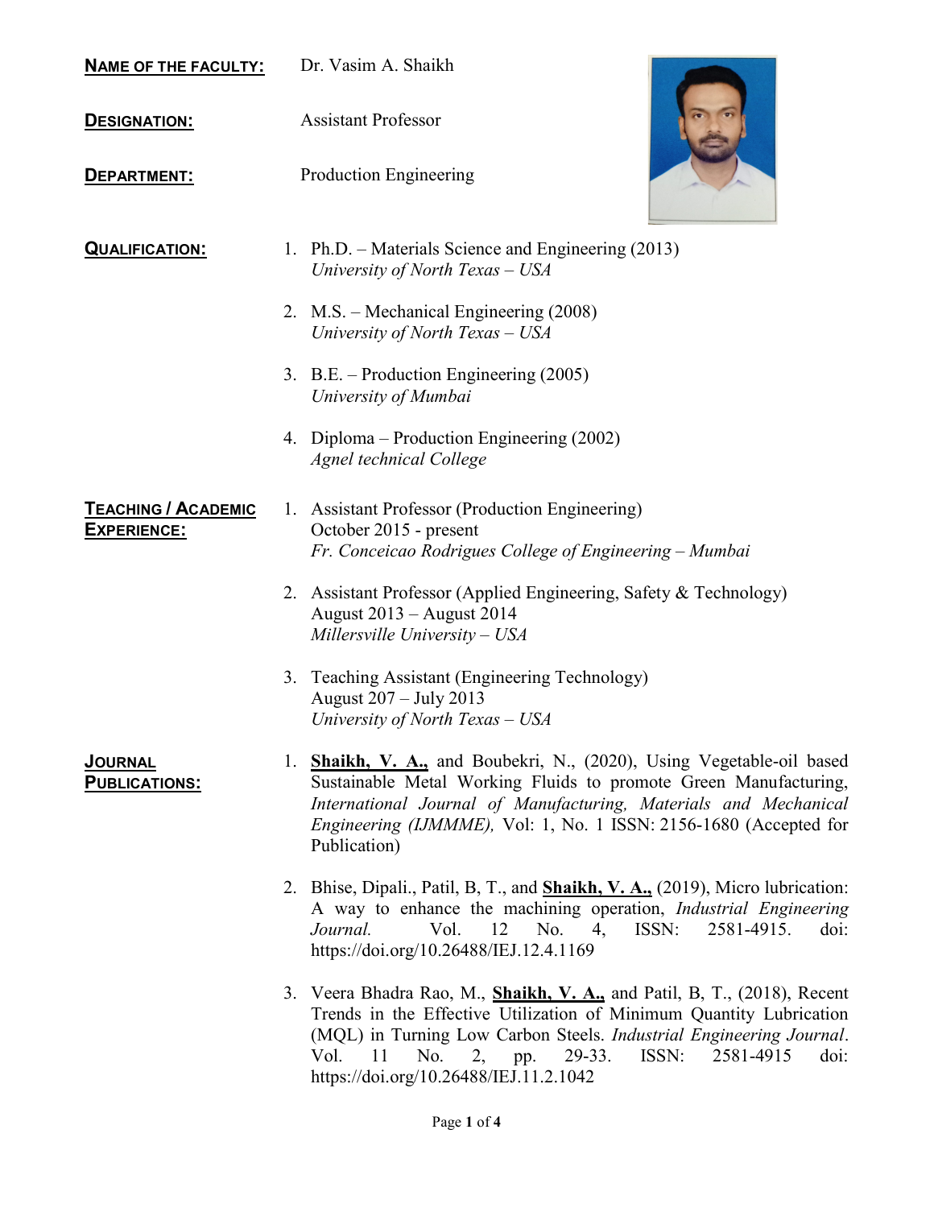**NAME OF THE FACULTY:** Dr. Vasim A. Shaikh

**DESIGNATION:** Assistant Professor

**DEPARTMENT:** Production Engineering

**QUALIFICATION:**

1. Ph.D. – Materials Science and Engineering (2013)
   *University of North Texas – USA*

2. M.S. – Mechanical Engineering (2008)
   *University of North Texas – USA*

3. B.E. – Production Engineering (2005)
   *University of Mumbai*

4. Diploma – Production Engineering (2002)
   *Agnel technical College*

**TEACHING / ACADEMIC EXPERIENCE:**

1. Assistant Professor (Production Engineering)
   October 2015 - present
   *Fr. Conceicao Rodrigues College of Engineering – Mumbai*

2. Assistant Professor (Applied Engineering, Safety & Technology)
   August 2013 – August 2014
   *Millersville University – USA*

3. Teaching Assistant (Engineering Technology)
   August 207 – July 2013
   *University of North Texas – USA*

**JOURNAL PUBLICATIONS:**

1. **Shaikh, V. A.,** and Boubekri, N., (2020), Using Vegetable-oil based Sustainable Metal Working Fluids to promote Green Manufacturing, *International Journal of Manufacturing, Materials and Mechanical Engineering (IJMMME),* Vol: 1, No. 1 ISSN: 2156-1680 (Accepted for Publication)

2. Bhise, Dipali., Patil, B, T., and **Shaikh, V. A.,** (2019), Micro lubrication: A way to enhance the machining operation, *Industrial Engineering Journal.* Vol. 12 No. 4, ISSN: 2581-4915. doi: https://doi.org/10.26488/IEJ.12.4.1169

3. Veera Bhadra Rao, M., **Shaikh, V. A.,** and Patil, B, T., (2018), Recent Trends in the Effective Utilization of Minimum Quantity Lubrication (MQL) in Turning Low Carbon Steels. *Industrial Engineering Journal*. Vol. 11 No. 2, pp. 29-33. ISSN: 2581-4915 doi: https://doi.org/10.26488/IEJ.11.2.1042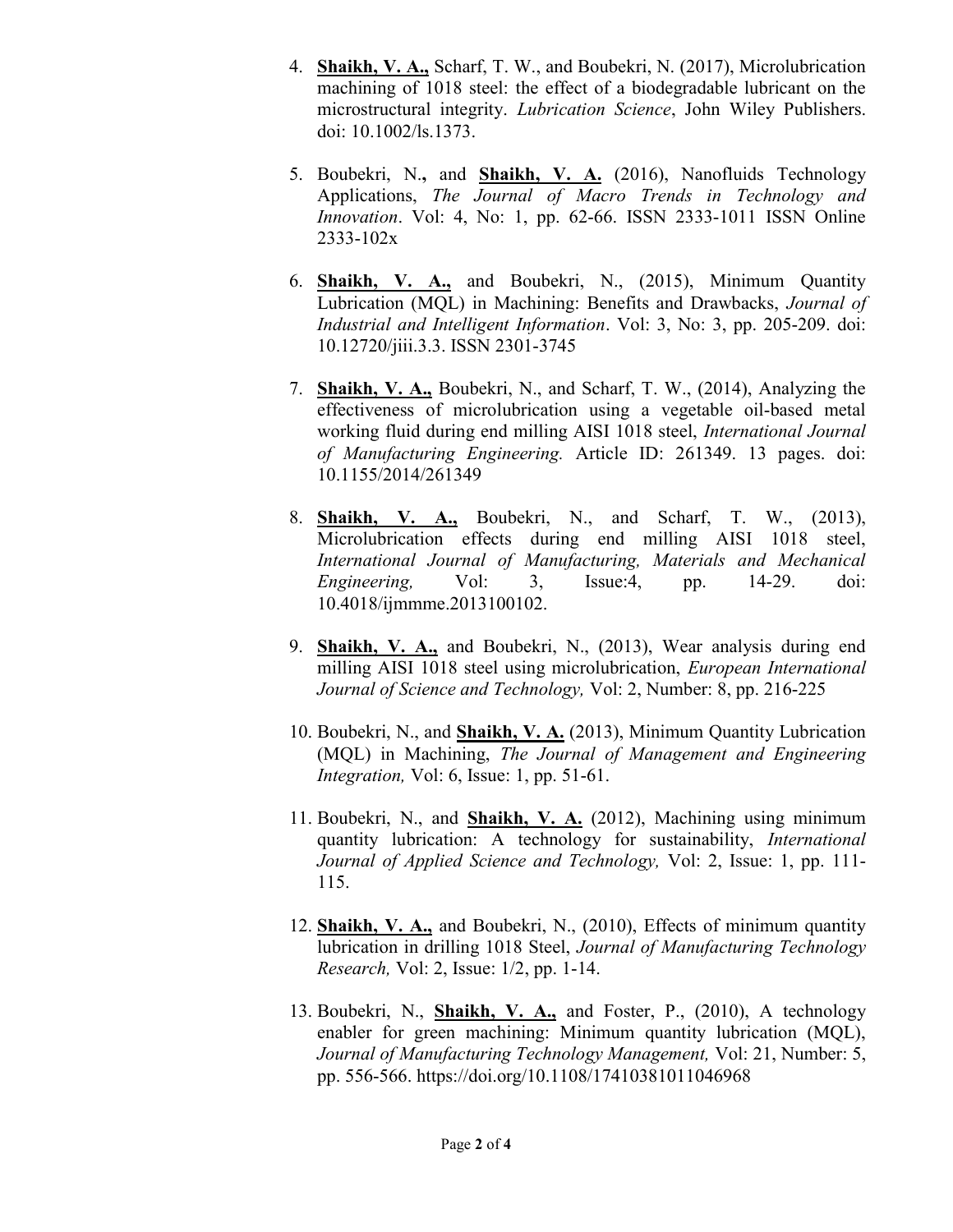4. **Shaikh, V. A.,** Scharf, T. W., and Boubekri, N. (2017), Microlubrication machining of 1018 steel: the effect of a biodegradable lubricant on the microstructural integrity. *Lubrication Science*, John Wiley Publishers. doi: 10.1002/ls.1373.

5. Boubekri, N., and **Shaikh, V. A.** (2016), Nanofluids Technology Applications, *The Journal of Macro Trends in Technology and Innovation*. Vol: 4, No: 1, pp. 62-66. ISSN 2333-1011 ISSN Online 2333-102x

6. **Shaikh, V. A.,** and Boubekri, N., (2015), Minimum Quantity Lubrication (MQL) in Machining: Benefits and Drawbacks, *Journal of Industrial and Intelligent Information*. Vol: 3, No: 3, pp. 205-209. doi: 10.12720/jiii.3.3. ISSN 2301-3745

7. **Shaikh, V. A.,** Boubekri, N., and Scharf, T. W., (2014), Analyzing the effectiveness of microlubrication using a vegetable oil-based metal working fluid during end milling AISI 1018 steel, *International Journal of Manufacturing Engineering.* Article ID: 261349. 13 pages. doi: 10.1155/2014/261349

8. **Shaikh, V. A.,** Boubekri, N., and Scharf, T. W., (2013), Microlubrication effects during end milling AISI 1018 steel, *International Journal of Manufacturing, Materials and Mechanical Engineering,* Vol: 3, Issue:4, pp. 14-29. doi: 10.4018/ijmmme.2013100102.

9. **Shaikh, V. A.,** and Boubekri, N., (2013), Wear analysis during end milling AISI 1018 steel using microlubrication, *European International Journal of Science and Technology,* Vol: 2, Number: 8, pp. 216-225

10. Boubekri, N., and **Shaikh, V. A.** (2013), Minimum Quantity Lubrication (MQL) in Machining, *The Journal of Management and Engineering Integration,* Vol: 6, Issue: 1, pp. 51-61.

11. Boubekri, N., and **Shaikh, V. A.** (2012), Machining using minimum quantity lubrication: A technology for sustainability, *International Journal of Applied Science and Technology,* Vol: 2, Issue: 1, pp. 111-115.

12. **Shaikh, V. A.,** and Boubekri, N., (2010), Effects of minimum quantity lubrication in drilling 1018 Steel, *Journal of Manufacturing Technology Research,* Vol: 2, Issue: 1/2, pp. 1-14.

13. Boubekri, N., **Shaikh, V. A.,** and Foster, P., (2010), A technology enabler for green machining: Minimum quantity lubrication (MQL), *Journal of Manufacturing Technology Management,* Vol: 21, Number: 5, pp. 556-566. https://doi.org/10.1108/17410381011046968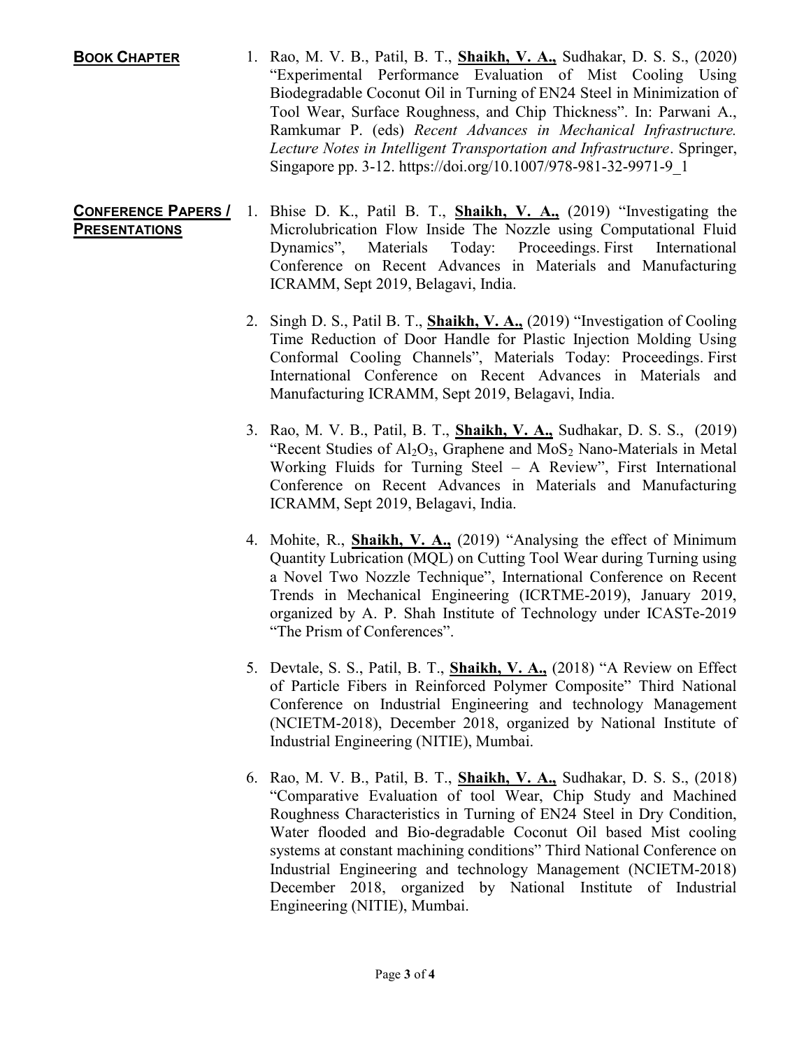## BOOK CHAPTER

1. Rao, M. V. B., Patil, B. T., **Shaikh, V. A.,** Sudhakar, D. S. S., (2020) "Experimental Performance Evaluation of Mist Cooling Using Biodegradable Coconut Oil in Turning of EN24 Steel in Minimization of Tool Wear, Surface Roughness, and Chip Thickness". In: Parwani A., Ramkumar P. (eds) *Recent Advances in Mechanical Infrastructure. Lecture Notes in Intelligent Transportation and Infrastructure*. Springer, Singapore pp. 3-12. https://doi.org/10.1007/978-981-32-9971-9_1

## CONFERENCE PAPERS / PRESENTATIONS

1. Bhise D. K., Patil B. T., **Shaikh, V. A.,** (2019) "Investigating the Microlubrication Flow Inside The Nozzle using Computational Fluid Dynamics", Materials Today: Proceedings. First International Conference on Recent Advances in Materials and Manufacturing ICRAMM, Sept 2019, Belagavi, India.

2. Singh D. S., Patil B. T., **Shaikh, V. A.,** (2019) "Investigation of Cooling Time Reduction of Door Handle for Plastic Injection Molding Using Conformal Cooling Channels", Materials Today: Proceedings. First International Conference on Recent Advances in Materials and Manufacturing ICRAMM, Sept 2019, Belagavi, India.

3. Rao, M. V. B., Patil, B. T., **Shaikh, V. A.,** Sudhakar, D. S. S., (2019) "Recent Studies of $Al_2O_3$, Graphene and $MoS_2$ Nano-Materials in Metal Working Fluids for Turning Steel – A Review", First International Conference on Recent Advances in Materials and Manufacturing ICRAMM, Sept 2019, Belagavi, India.

4. Mohite, R., **Shaikh, V. A.,** (2019) "Analysing the effect of Minimum Quantity Lubrication (MQL) on Cutting Tool Wear during Turning using a Novel Two Nozzle Technique", International Conference on Recent Trends in Mechanical Engineering (ICRTME-2019), January 2019, organized by A. P. Shah Institute of Technology under ICASTe-2019 "The Prism of Conferences".

5. Devtale, S. S., Patil, B. T., **Shaikh, V. A.,** (2018) "A Review on Effect of Particle Fibers in Reinforced Polymer Composite" Third National Conference on Industrial Engineering and technology Management (NCIETM-2018), December 2018, organized by National Institute of Industrial Engineering (NITIE), Mumbai.

6. Rao, M. V. B., Patil, B. T., **Shaikh, V. A.,** Sudhakar, D. S. S., (2018) "Comparative Evaluation of tool Wear, Chip Study and Machined Roughness Characteristics in Turning of EN24 Steel in Dry Condition, Water flooded and Bio-degradable Coconut Oil based Mist cooling systems at constant machining conditions" Third National Conference on Industrial Engineering and technology Management (NCIETM-2018) December 2018, organized by National Institute of Industrial Engineering (NITIE), Mumbai.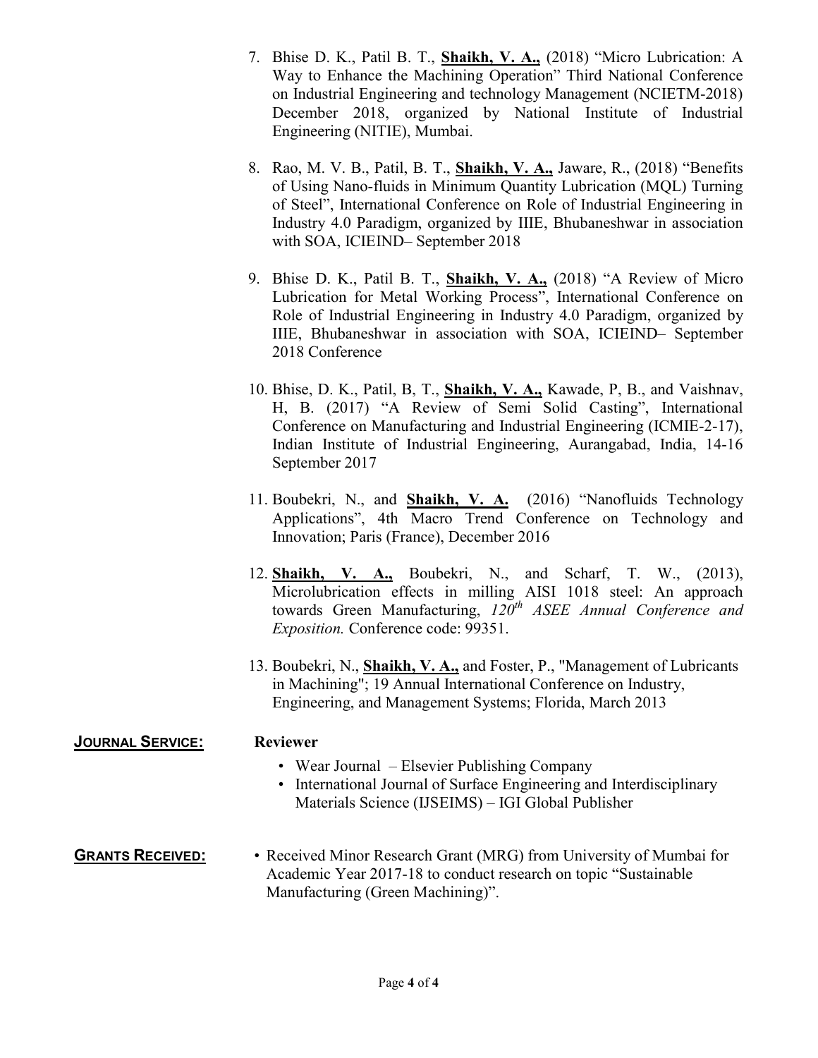7. Bhise D. K., Patil B. T., **Shaikh, V. A.,** (2018) "Micro Lubrication: A Way to Enhance the Machining Operation" Third National Conference on Industrial Engineering and technology Management (NCIETM-2018) December 2018, organized by National Institute of Industrial Engineering (NITIE), Mumbai.

8. Rao, M. V. B., Patil, B. T., **Shaikh, V. A.,** Jaware, R., (2018) "Benefits of Using Nano-fluids in Minimum Quantity Lubrication (MQL) Turning of Steel", International Conference on Role of Industrial Engineering in Industry 4.0 Paradigm, organized by IIIE, Bhubaneshwar in association with SOA, ICIEIND– September 2018

9. Bhise D. K., Patil B. T., **Shaikh, V. A.,** (2018) "A Review of Micro Lubrication for Metal Working Process", International Conference on Role of Industrial Engineering in Industry 4.0 Paradigm, organized by IIIE, Bhubaneshwar in association with SOA, ICIEIND– September 2018 Conference

10. Bhise, D. K., Patil, B, T., **Shaikh, V. A.,** Kawade, P, B., and Vaishnav, H, B. (2017) "A Review of Semi Solid Casting", International Conference on Manufacturing and Industrial Engineering (ICMIE-2-17), Indian Institute of Industrial Engineering, Aurangabad, India, 14-16 September 2017

11. Boubekri, N., and **Shaikh, V. A.** (2016) "Nanofluids Technology Applications", 4th Macro Trend Conference on Technology and Innovation; Paris (France), December 2016

12. **Shaikh, V. A.,** Boubekri, N., and Scharf, T. W., (2013), Microlubrication effects in milling AISI 1018 steel: An approach towards Green Manufacturing, *120th ASEE Annual Conference and Exposition.* Conference code: 99351.

13. Boubekri, N., **Shaikh, V. A.,** and Foster, P., "Management of Lubricants in Machining"; 19 Annual International Conference on Industry, Engineering, and Management Systems; Florida, March 2013

## JOURNAL SERVICE:

**Reviewer**

- Wear Journal – Elsevier Publishing Company
- International Journal of Surface Engineering and Interdisciplinary Materials Science (IJSEIMS) – IGI Global Publisher

## GRANTS RECEIVED:

- Received Minor Research Grant (MRG) from University of Mumbai for Academic Year 2017-18 to conduct research on topic "Sustainable Manufacturing (Green Machining)".